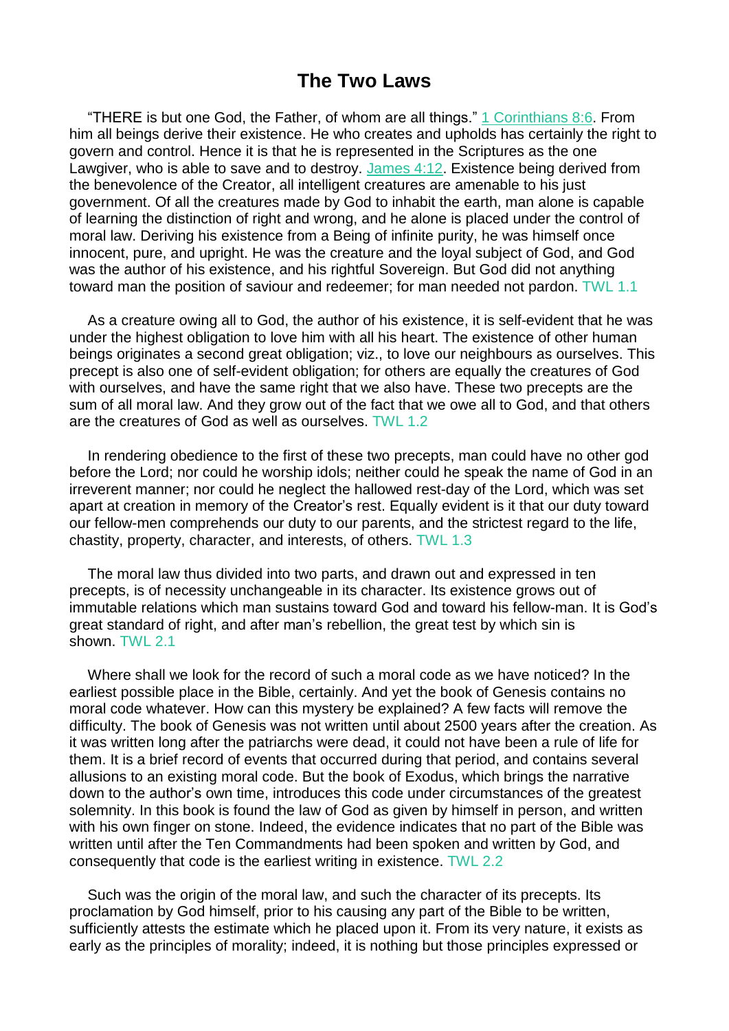# The Two Laws

"THERE is but one God, the Father, of whom are all things." 1 Corinthians 8:6. From him all beings derive their existence. He who creates and upholds has certainly the right to govern and control. Hence it is that he is represented in the Scriptures as the one Lawgiver, who is able to save and to destroy. James 4:12. Existence being derived from the benevolence of the Creator, all intelligent creatures are amenable to his just government. Of all the creatures made by God to inhabit the earth, man alone is capable of learning the distinction of right and wrong, and he alone is placed under the control of moral law. Deriving his existence from a Being of infinite purity, he was himself once innocent, pure, and upright. He was the creature and the loyal subject of God, and God was the author of his existence, and his rightful Sovereign. But God did not anything toward man the position of saviour and redeemer; for man needed not pardon. TWL 1.1

As a creature owing all to God, the author of his existence, it is self-evident that he was under the highest obligation to love him with all his heart. The existence of other human beings originates a second great obligation; viz., to love our neighbours as ourselves. This precept is also one of self-evident obligation; for others are equally the creatures of God with ourselves, and have the same right that we also have. These two precepts are the sum of all moral law. And they grow out of the fact that we owe all to God, and that others are the creatures of God as well as ourselves. TWL 1.2

In rendering obedience to the first of these two precepts, man could have no other god before the Lord; nor could he worship idols; neither could he speak the name of God in an irreverent manner; nor could he neglect the hallowed rest-day of the Lord, which was set apart at creation in memory of the Creator's rest. Equally evident is it that our duty toward our fellow-men comprehends our duty to our parents, and the strictest regard to the life, chastity, property, character, and interests, of others. TWL 1.3

The moral law thus divided into two parts, and drawn out and expressed in ten precepts, is of necessity unchangeable in its character. Its existence grows out of immutable relations which man sustains toward God and toward his fellow-man. It is God's great standard of right, and after man's rebellion, the great test by which sin is shown. TWL 2.1

Where shall we look for the record of such a moral code as we have noticed? In the earliest possible place in the Bible, certainly. And yet the book of Genesis contains no moral code whatever. How can this mystery be explained? A few facts will remove the difficulty. The book of Genesis was not written until about 2500 years after the creation. As it was written long after the patriarchs were dead, it could not have been a rule of life for them. It is a brief record of events that occurred during that period, and contains several allusions to an existing moral code. But the book of Exodus, which brings the narrative down to the author's own time, introduces this code under circumstances of the greatest solemnity. In this book is found the law of God as given by himself in person, and written with his own finger on stone. Indeed, the evidence indicates that no part of the Bible was written until after the Ten Commandments had been spoken and written by God, and consequently that code is the earliest writing in existence. TWL 2.2

Such was the origin of the moral law, and such the character of its precepts. Its proclamation by God himself, prior to his causing any part of the Bible to be written, sufficiently attests the estimate which he placed upon it. From its very nature, it exists as early as the principles of morality; indeed, it is nothing but those principles expressed or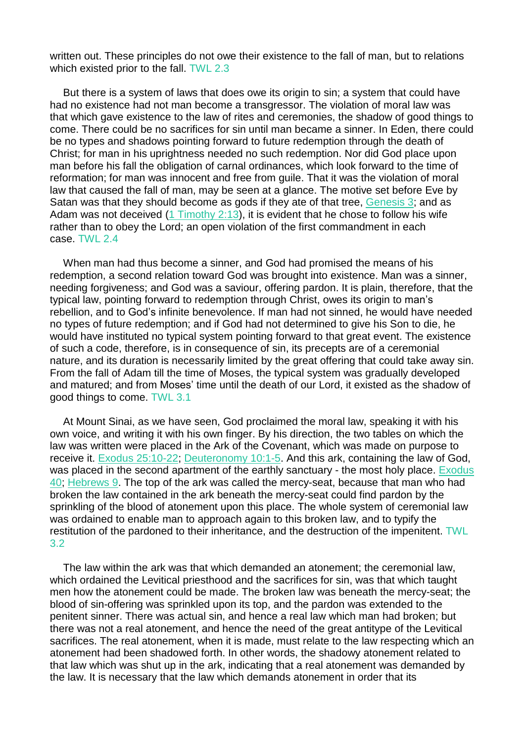written out. These principles do not owe their existence to the fall of man, but to relations which existed prior to the fall. TWL 2.3

But there is a system of laws that does owe its origin to sin; a system that could have had no existence had not man become a transgressor. The violation of moral law was that which gave existence to the law of rites and ceremonies, the shadow of good things to come. There could be no sacrifices for sin until man became a sinner. In Eden, there could be no types and shadows pointing forward to future redemption through the death of Christ; for man in his uprightness needed no such redemption. Nor did God place upon man before his fall the obligation of carnal ordinances, which look forward to the time of reformation; for man was innocent and free from guile. That it was the violation of moral law that caused the fall of man, may be seen at a glance. The motive set before Eve by Satan was that they should become as gods if they ate of that tree, Genesis 3; and as Adam was not deceived (1 Timothy 2:13), it is evident that he chose to follow his wife rather than to obey the Lord; an open violation of the first commandment in each case. TWL 2.4

When man had thus become a sinner, and God had promised the means of his redemption, a second relation toward God was brought into existence. Man was a sinner, needing forgiveness; and God was a saviour, offering pardon. It is plain, therefore, that the typical law, pointing forward to redemption through Christ, owes its origin to man's rebellion, and to God's infinite benevolence. If man had not sinned, he would have needed no types of future redemption; and if God had not determined to give his Son to die, he would have instituted no typical system pointing forward to that great event. The existence of such a code, therefore, is in consequence of sin, its precepts are of a ceremonial nature, and its duration is necessarily limited by the great offering that could take away sin. From the fall of Adam till the time of Moses, the typical system was gradually developed and matured; and from Moses' time until the death of our Lord, it existed as the shadow of good things to come. TWL 3.1

At Mount Sinai, as we have seen, God proclaimed the moral law, speaking it with his own voice, and writing it with his own finger. By his direction, the two tables on which the law was written were placed in the Ark of the Covenant, which was made on purpose to receive it. Exodus 25:10-22; Deuteronomy 10:1-5. And this ark, containing the law of God, was placed in the second apartment of the earthly sanctuary - the most holy place. Exodus 40; Hebrews 9. The top of the ark was called the mercy-seat, because that man who had broken the law contained in the ark beneath the mercy-seat could find pardon by the sprinkling of the blood of atonement upon this place. The whole system of ceremonial law was ordained to enable man to approach again to this broken law, and to typify the restitution of the pardoned to their inheritance, and the destruction of the impenitent. TWL 3.2

The law within the ark was that which demanded an atonement; the ceremonial law, which ordained the Levitical priesthood and the sacrifices for sin, was that which taught men how the atonement could be made. The broken law was beneath the mercy-seat; the blood of sin-offering was sprinkled upon its top, and the pardon was extended to the penitent sinner. There was actual sin, and hence a real law which man had broken; but there was not a real atonement, and hence the need of the great antitype of the Levitical sacrifices. The real atonement, when it is made, must relate to the law respecting which an atonement had been shadowed forth. In other words, the shadowy atonement related to that law which was shut up in the ark, indicating that a real atonement was demanded by the law. It is necessary that the law which demands atonement in order that its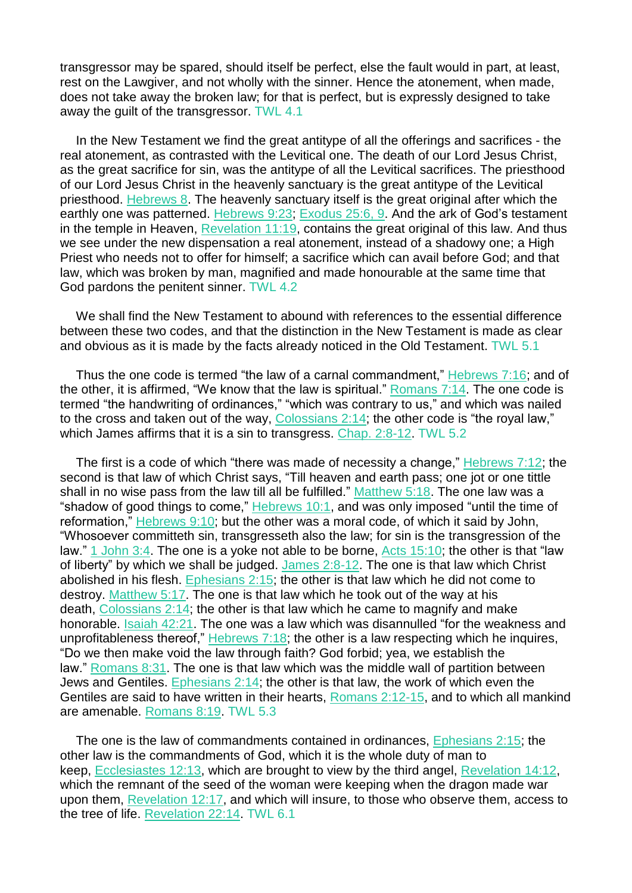transgressor may be spared, should itself be perfect, else the fault would in part, at least, rest on the Lawgiver, and not wholly with the sinner. Hence the atonement, when made, does not take away the broken law; for that is perfect, but is expressly designed to take away the guilt of the transgressor. TWL 4.1

In the New Testament we find the great antitype of all the offerings and sacrifices - the real atonement, as contrasted with the Levitical one. The death of our Lord Jesus Christ, as the great sacrifice for sin, was the antitype of all the Levitical sacrifices. The priesthood of our Lord Jesus Christ in the heavenly sanctuary is the great antitype of the Levitical priesthood. Hebrews 8. The heavenly sanctuary itself is the great original after which the earthly one was patterned. Hebrews 9:23; Exodus 25:6, 9. And the ark of God's testament in the temple in Heaven, Revelation 11:19, contains the great original of this law. And thus we see under the new dispensation a real atonement, instead of a shadowy one; a High Priest who needs not to offer for himself; a sacrifice which can avail before God; and that law, which was broken by man, magnified and made honourable at the same time that God pardons the penitent sinner. TWL 4.2

We shall find the New Testament to abound with references to the essential difference between these two codes, and that the distinction in the New Testament is made as clear and obvious as it is made by the facts already noticed in the Old Testament. TWL 5.1

Thus the one code is termed "the law of a carnal commandment," Hebrews 7:16; and of the other, it is affirmed, "We know that the law is spiritual." Romans 7:14. The one code is termed "the handwriting of ordinances," "which was contrary to us," and which was nailed to the cross and taken out of the way, Colossians 2:14; the other code is "the royal law," which James affirms that it is a sin to transgress. Chap. 2:8-12. TWL 5.2

The first is a code of which "there was made of necessity a change," Hebrews 7:12; the second is that law of which Christ says, "Till heaven and earth pass; one jot or one tittle shall in no wise pass from the law till all be fulfilled." Matthew 5:18. The one law was a "shadow of good things to come," Hebrews 10:1, and was only imposed "until the time of reformation," Hebrews 9:10; but the other was a moral code, of which it said by John, "Whosoever committeth sin, transgresseth also the law; for sin is the transgression of the law." 1 John 3:4. The one is a yoke not able to be borne, Acts 15:10; the other is that "law of liberty" by which we shall be judged. James 2:8-12. The one is that law which Christ abolished in his flesh. Ephesians 2:15; the other is that law which he did not come to destroy. Matthew 5:17. The one is that law which he took out of the way at his death, Colossians 2:14; the other is that law which he came to magnify and make honorable. Isaiah 42:21. The one was a law which was disannulled "for the weakness and unprofitableness thereof," Hebrews 7:18; the other is a law respecting which he inquires, "Do we then make void the law through faith? God forbid; yea, we establish the law." Romans 8:31. The one is that law which was the middle wall of partition between Jews and Gentiles. Ephesians 2:14; the other is that law, the work of which even the Gentiles are said to have written in their hearts, Romans 2:12-15, and to which all mankind are amenable. Romans 8:19. TWL 5.3

The one is the law of commandments contained in ordinances, Ephesians 2:15; the other law is the commandments of God, which it is the whole duty of man to keep, Ecclesiastes 12:13, which are brought to view by the third angel, Revelation 14:12, which the remnant of the seed of the woman were keeping when the dragon made war upon them, Revelation 12:17, and which will insure, to those who observe them, access to the tree of life. Revelation 22:14. TWL 6.1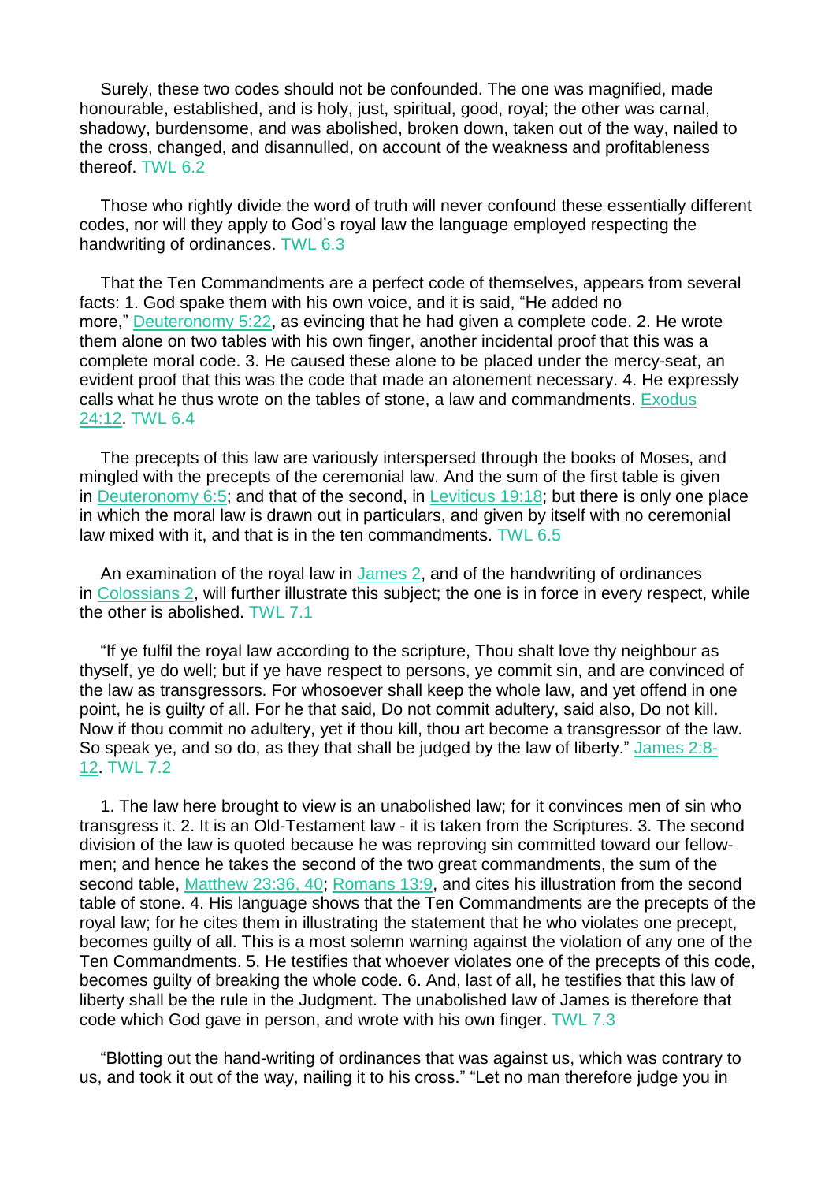Surely, these two codes should not be confounded. The one was magnified, made honourable, established, and is holy, just, spiritual, good, royal; the other was carnal, shadowy, burdensome, and was abolished, broken down, taken out of the way, nailed to the cross, changed, and disannulled, on account of the weakness and profitableness thereof. TWL 6.2

Those who rightly divide the word of truth will never confound these essentially different codes, nor will they apply to God's royal law the language employed respecting the handwriting of ordinances. TWL 6.3

That the Ten Commandments are a perfect code of themselves, appears from several facts: 1. God spake them with his own voice, and it is said, "He added no more," Deuteronomy 5:22, as evincing that he had given a complete code. 2. He wrote them alone on two tables with his own finger, another incidental proof that this was a complete moral code. 3. He caused these alone to be placed under the mercy-seat, an evident proof that this was the code that made an atonement necessary. 4. He expressly calls what he thus wrote on the tables of stone, a law and commandments. Exodus 24:12. TWL 6.4

The precepts of this law are variously interspersed through the books of Moses, and mingled with the precepts of the ceremonial law. And the sum of the first table is given in Deuteronomy 6:5; and that of the second, in Leviticus 19:18; but there is only one place in which the moral law is drawn out in particulars, and given by itself with no ceremonial law mixed with it, and that is in the ten commandments. TWL 6.5

An examination of the royal law in James 2, and of the handwriting of ordinances in Colossians 2, will further illustrate this subject; the one is in force in every respect, while the other is abolished. TWL 7.1

"If ye fulfil the royal law according to the scripture, Thou shalt love thy neighbour as thyself, ye do well; but if ye have respect to persons, ye commit sin, and are convinced of the law as transgressors. For whosoever shall keep the whole law, and yet offend in one point, he is guilty of all. For he that said, Do not commit adultery, said also, Do not kill. Now if thou commit no adultery, yet if thou kill, thou art become a transgressor of the law. So speak ye, and so do, as they that shall be judged by the law of liberty." James 2:8-12. TWL 7.2

1. The law here brought to view is an unabolished law; for it convinces men of sin who transgress it. 2. It is an Old-Testament law - it is taken from the Scriptures. 3. The second division of the law is quoted because he was reproving sin committed toward our fellow-men; and hence he takes the second of the two great commandments, the sum of the second table, Matthew 23:36, 40; Romans 13:9, and cites his illustration from the second table of stone. 4. His language shows that the Ten Commandments are the precepts of the royal law; for he cites them in illustrating the statement that he who violates one precept, becomes guilty of all. This is a most solemn warning against the violation of any one of the Ten Commandments. 5. He testifies that whoever violates one of the precepts of this code, becomes guilty of breaking the whole code. 6. And, last of all, he testifies that this law of liberty shall be the rule in the Judgment. The unabolished law of James is therefore that code which God gave in person, and wrote with his own finger. TWL 7.3

"Blotting out the hand-writing of ordinances that was against us, which was contrary to us, and took it out of the way, nailing it to his cross." "Let no man therefore judge you in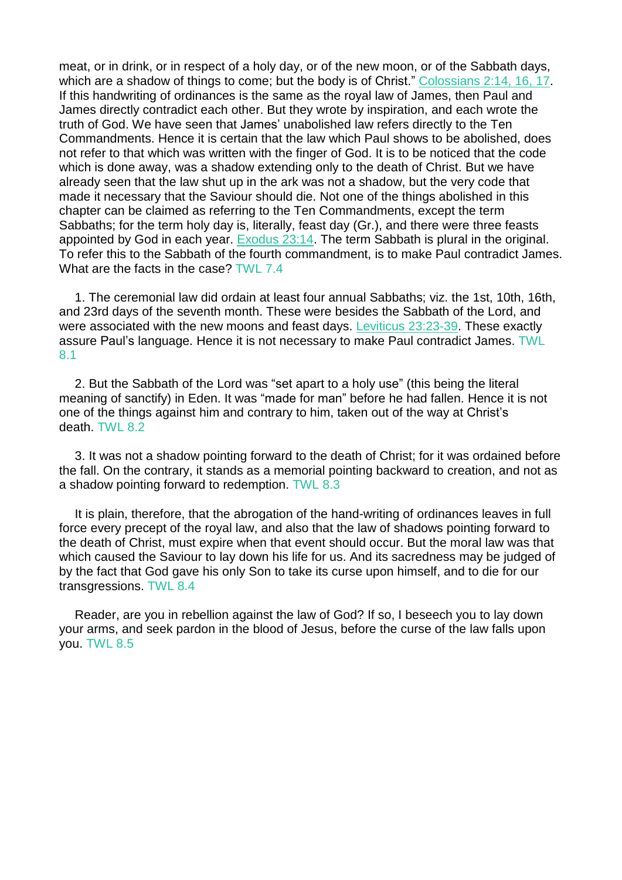meat, or in drink, or in respect of a holy day, or of the new moon, or of the Sabbath days, which are a shadow of things to come; but the body is of Christ." Colossians 2:14, 16, 17. If this handwriting of ordinances is the same as the royal law of James, then Paul and James directly contradict each other. But they wrote by inspiration, and each wrote the truth of God. We have seen that James' unabolished law refers directly to the Ten Commandments. Hence it is certain that the law which Paul shows to be abolished, does not refer to that which was written with the finger of God. It is to be noticed that the code which is done away, was a shadow extending only to the death of Christ. But we have already seen that the law shut up in the ark was not a shadow, but the very code that made it necessary that the Saviour should die. Not one of the things abolished in this chapter can be claimed as referring to the Ten Commandments, except the term Sabbaths; for the term holy day is, literally, feast day (Gr.), and there were three feasts appointed by God in each year. Exodus 23:14. The term Sabbath is plural in the original. To refer this to the Sabbath of the fourth commandment, is to make Paul contradict James. What are the facts in the case? TWL 7.4

1. The ceremonial law did ordain at least four annual Sabbaths; viz. the 1st, 10th, 16th, and 23rd days of the seventh month. These were besides the Sabbath of the Lord, and were associated with the new moons and feast days. Leviticus 23:23-39. These exactly assure Paul's language. Hence it is not necessary to make Paul contradict James. TWL 8.1

2. But the Sabbath of the Lord was "set apart to a holy use" (this being the literal meaning of sanctify) in Eden. It was "made for man" before he had fallen. Hence it is not one of the things against him and contrary to him, taken out of the way at Christ's death. TWL 8.2

3. It was not a shadow pointing forward to the death of Christ; for it was ordained before the fall. On the contrary, it stands as a memorial pointing backward to creation, and not as a shadow pointing forward to redemption. TWL 8.3

It is plain, therefore, that the abrogation of the hand-writing of ordinances leaves in full force every precept of the royal law, and also that the law of shadows pointing forward to the death of Christ, must expire when that event should occur. But the moral law was that which caused the Saviour to lay down his life for us. And its sacredness may be judged of by the fact that God gave his only Son to take its curse upon himself, and to die for our transgressions. TWL 8.4

Reader, are you in rebellion against the law of God? If so, I beseech you to lay down your arms, and seek pardon in the blood of Jesus, before the curse of the law falls upon you. TWL 8.5